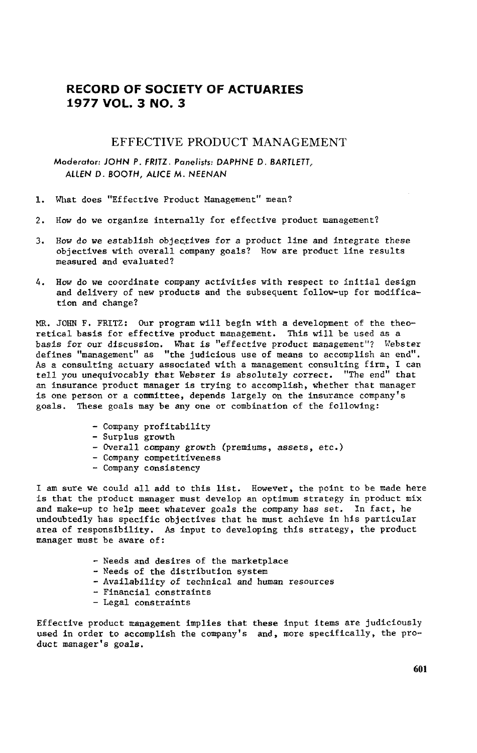# RECORD OF SOCIETY OF ACTUARIES
# 1977 VOL. 3 NO. 3

## EFFECTIVE PRODUCT MANAGEMENT

*Moderator: JOHN P. FRITZ. Panelists: DAPHNE D. BARTLETT, ALLEN D. BOOTH, ALICE M. NEENAN*

1. What does "Effective Product Management" mean?

2. How do we organize internally for effective product management?

3. How do we establish objectives for a product line and integrate these objectives with overall company goals? How are product line results measured and evaluated?

4. How do we coordinate company activities with respect to initial design and delivery of new products and the subsequent follow-up for modification and change?

MR. JOHN F. FRITZ: Our program will begin with a development of the theoretical basis for effective product management. This will be used as a basis for our discussion. What is "effective product management"? Webster defines "management" as "the judicious use of means to accomplish an end". As a consulting actuary associated with a management consulting firm, I can tell you unequivocably that Webster is absolutely correct. "The end" that an insurance product manager is trying to accomplish, whether that manager is one person or a committee, depends largely on the insurance company's goals. These goals may be any one or combination of the following:

- Company profitability
- Surplus growth
- Overall company growth (premiums, assets, etc.)
- Company competitiveness
- Company consistency

I am sure we could all add to this list. However, the point to be made here is that the product manager must develop an optimum strategy in product mix and make-up to help meet whatever goals the company has set. In fact, he undoubtedly has specific objectives that he must achieve in his particular area of responsibility. As input to developing this strategy, the product manager must be aware of:

- Needs and desires of the marketplace
- Needs of the distribution system
- Availability of technical and human resources
- Financial constraints
- Legal constraints

Effective product management implies that these input items are judiciously used in order to accomplish the company's and, more specifically, the product manager's goals.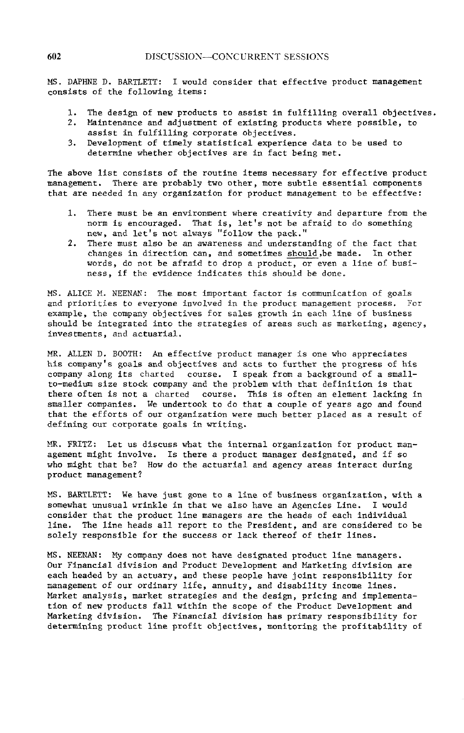MS. DAPHNE D. BARTLETT: I would consider that effective product management consists of the following items:

1. The design of new products to assist in fulfilling overall objectives.
2. Maintenance and adjustment of existing products where possible, to assist in fulfilling corporate objectives.
3. Development of timely statistical experience data to be used to determine whether objectives are in fact being met.

The above list consists of the routine items necessary for effective product management. There are probably two other, more subtle essential components that are needed in any organization for product management to be effective:

1. There must be an environment where creativity and departure from the norm is encouraged. That is, let's not be afraid to do something new, and let's not always "follow the pack."
2. There must also be an awareness and understanding of the fact that changes in direction can, and sometimes <u>should</u>,be made. In other words, do not be afraid to drop a product, or even a line of business, if the evidence indicates this should be done.

MS. ALICE M. NEENAN: The most important factor is communication of goals and priorities to everyone involved in the product management process. For example, the company objectives for sales growth in each line of business should be integrated into the strategies of areas such as marketing, agency, investments, and actuarial.

MR. ALLEN D. BOOTH: An effective product manager is one who appreciates his company's goals and objectives and acts to further the progress of his company along its charted course. I speak from a background of a small-to-medium size stock company and the problem with that definition is that there often is not a charted course. This is often an element lacking in smaller companies. We undertook to do that a couple of years ago and found that the efforts of our organization were much better placed as a result of defining our corporate goals in writing.

MR. FRITZ: Let us discuss what the internal organization for product management might involve. Is there a product manager designated, and if so who might that be? How do the actuarial and agency areas interact during product management?

MS. BARTLETT: We have just gone to a line of business organization, with a somewhat unusual wrinkle in that we also have an Agencies Line. I would consider that the product line managers are the heads of each individual line. The line heads all report to the President, and are considered to be solely responsible for the success or lack thereof of their lines.

MS. NEENAN: My company does not have designated product line managers. Our Financial division and Product Development and Marketing division are each headed by an actuary, and these people have joint responsibility for management of our ordinary life, annuity, and disability income lines. Market analysis, market strategies and the design, pricing and implementation of new products fall within the scope of the Product Development and Marketing division. The Financial division has primary responsibility for determining product line profit objectives, monitoring the profitability of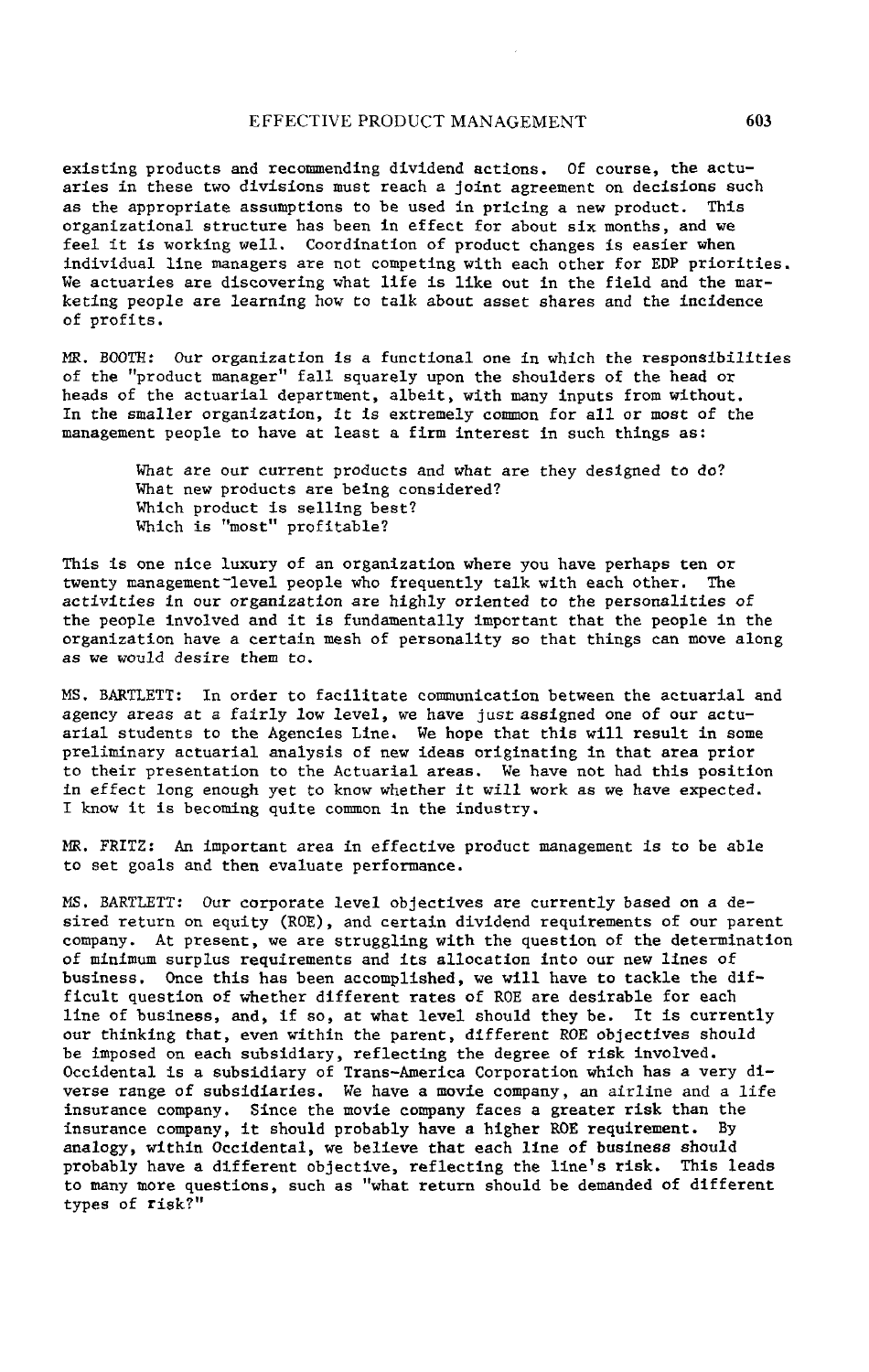existing products and recommending dividend actions. Of course, the actuaries in these two divisions must reach a joint agreement on decisions such as the appropriate assumptions to be used in pricing a new product. This organizational structure has been in effect for about six months, and we feel it is working well. Coordination of product changes is easier when individual line managers are not competing with each other for EDP priorities. We actuaries are discovering what life is like out in the field and the marketing people are learning how to talk about asset shares and the incidence of profits.

MR. BOOTH: Our organization is a functional one in which the responsibilities of the "product manager" fall squarely upon the shoulders of the head or heads of the actuarial department, albeit, with many inputs from without. In the smaller organization, it is extremely common for all or most of the management people to have at least a firm interest in such things as:

> What are our current products and what are they designed to do?
> What new products are being considered?
> Which product is selling best?
> Which is "most" profitable?

This is one nice luxury of an organization where you have perhaps ten or twenty management-level people who frequently talk with each other. The activities in our organization are highly oriented to the personalities of the people involved and it is fundamentally important that the people in the organization have a certain mesh of personality so that things can move along as we would desire them to.

MS. BARTLETT: In order to facilitate communication between the actuarial and agency areas at a fairly low level, we have just assigned one of our actuarial students to the Agencies Line. We hope that this will result in some preliminary actuarial analysis of new ideas originating in that area prior to their presentation to the Actuarial areas. We have not had this position in effect long enough yet to know whether it will work as we have expected. I know it is becoming quite common in the industry.

MR. FRITZ: An important area in effective product management is to be able to set goals and then evaluate performance.

MS. BARTLETT: Our corporate level objectives are currently based on a desired return on equity (ROE), and certain dividend requirements of our parent company. At present, we are struggling with the question of the determination of minimum surplus requirements and its allocation into our new lines of business. Once this has been accomplished, we will have to tackle the difficult question of whether different rates of ROE are desirable for each line of business, and, if so, at what level should they be. It is currently our thinking that, even within the parent, different ROE objectives should be imposed on each subsidiary, reflecting the degree of risk involved. Occidental is a subsidiary of Trans-America Corporation which has a very diverse range of subsidiaries. We have a movie company, an airline and a life insurance company. Since the movie company faces a greater risk than the insurance company, it should probably have a higher ROE requirement. By analogy, within Occidental, we believe that each line of business should probably have a different objective, reflecting the line's risk. This leads to many more questions, such as "what return should be demanded of different types of risk?"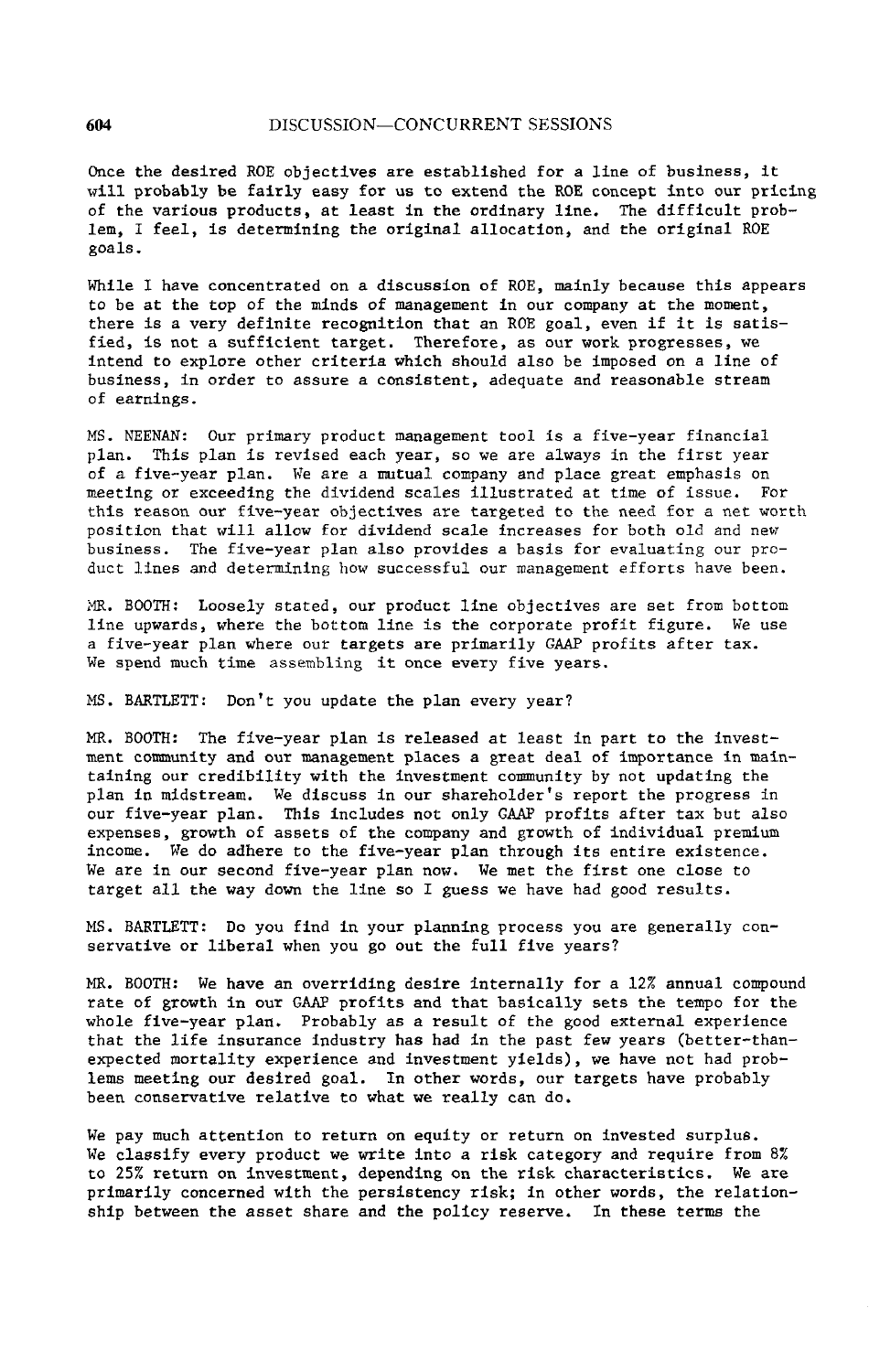Once the desired ROE objectives are established for a line of business, it will probably be fairly easy for us to extend the ROE concept into our pricing of the various products, at least in the ordinary line. The difficult problem, I feel, is determining the original allocation, and the original ROE goals.

While I have concentrated on a discussion of ROE, mainly because this appears to be at the top of the minds of management in our company at the moment, there is a very definite recognition that an ROE goal, even if it is satisfied, is not a sufficient target. Therefore, as our work progresses, we intend to explore other criteria which should also be imposed on a line of business, in order to assure a consistent, adequate and reasonable stream of earnings.

MS. NEENAN: Our primary product management tool is a five-year financial plan. This plan is revised each year, so we are always in the first year of a five-year plan. We are a mutual company and place great emphasis on meeting or exceeding the dividend scales illustrated at time of issue. For this reason our five-year objectives are targeted to the need for a net worth position that will allow for dividend scale increases for both old and new business. The five-year plan also provides a basis for evaluating our product lines and determining how successful our management efforts have been.

MR. BOOTH: Loosely stated, our product line objectives are set from bottom line upwards, where the bottom line is the corporate profit figure. We use a five-year plan where our targets are primarily GAAP profits after tax. We spend much time assembling it once every five years.

MS. BARTLETT: Don't you update the plan every year?

MR. BOOTH: The five-year plan is released at least in part to the investment community and our management places a great deal of importance in maintaining our credibility with the investment community by not updating the plan in midstream. We discuss in our shareholder's report the progress in our five-year plan. This includes not only GAAP profits after tax but also expenses, growth of assets of the company and growth of individual premium income. We do adhere to the five-year plan through its entire existence. We are in our second five-year plan now. We met the first one close to target all the way down the line so I guess we have had good results.

MS. BARTLETT: Do you find in your planning process you are generally conservative or liberal when you go out the full five years?

MR. BOOTH: We have an overriding desire internally for a 12% annual compound rate of growth in our GAAP profits and that basically sets the tempo for the whole five-year plan. Probably as a result of the good external experience that the life insurance industry has had in the past few years (better-than-expected mortality experience and investment yields), we have not had problems meeting our desired goal. In other words, our targets have probably been conservative relative to what we really can do.

We pay much attention to return on equity or return on invested surplus. We classify every product we write into a risk category and require from 8% to 25% return on investment, depending on the risk characteristics. We are primarily concerned with the persistency risk; in other words, the relationship between the asset share and the policy reserve. In these terms the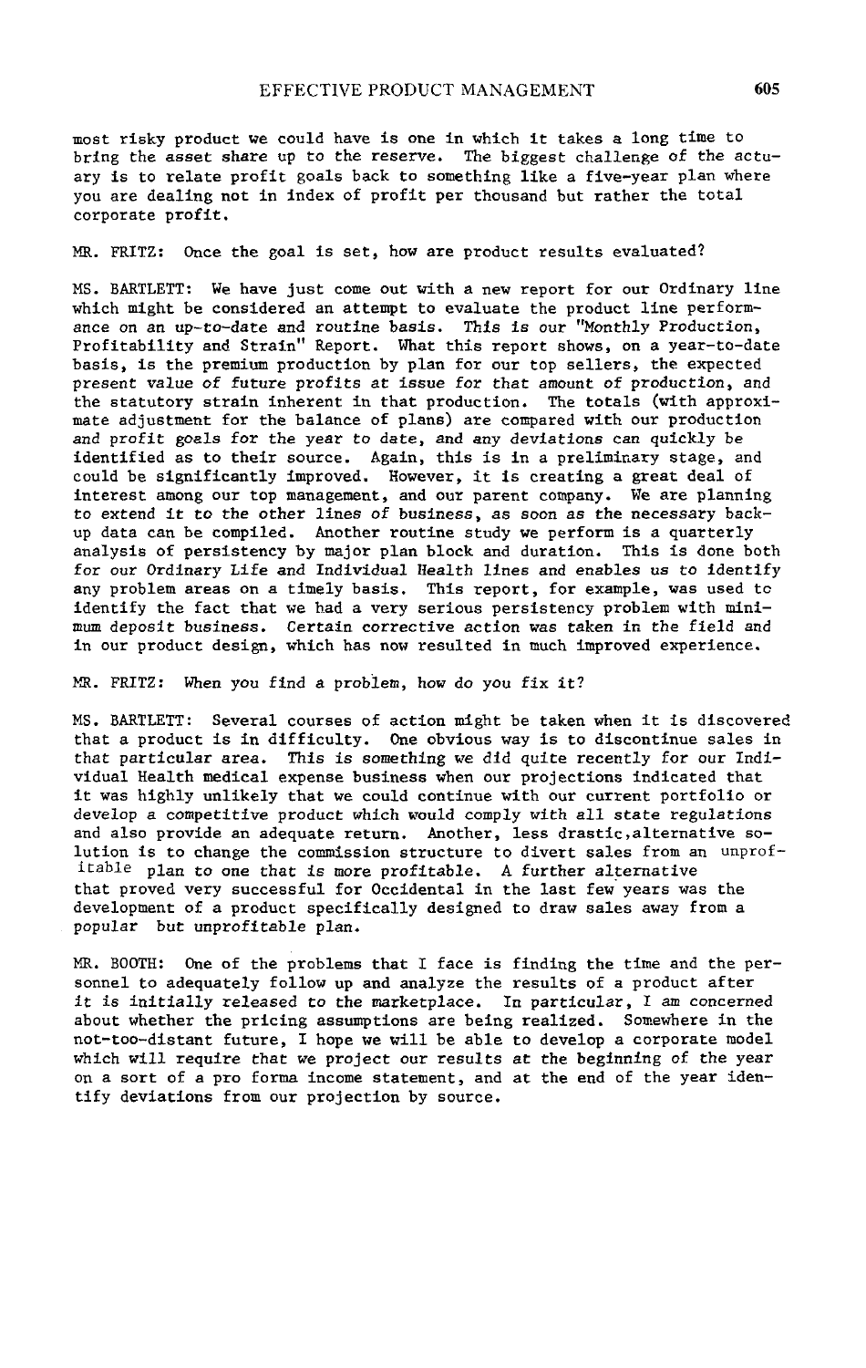most risky product we could have is one in which it takes a long time to bring the asset share up to the reserve. The biggest challenge of the actuary is to relate profit goals back to something like a five-year plan where you are dealing not in index of profit per thousand but rather the total corporate profit.

MR. FRITZ: Once the goal is set, how are product results evaluated?

MS. BARTLETT: We have just come out with a new report for our Ordinary line which might be considered an attempt to evaluate the product line performance on an up-to-date and routine basis. This is our "Monthly Production, Profitability and Strain" Report. What this report shows, on a year-to-date basis, is the premium production by plan for our top sellers, the expected present value of future profits at issue for that amount of production, and the statutory strain inherent in that production. The totals (with approximate adjustment for the balance of plans) are compared with our production and profit goals for the year to date, and any deviations can quickly be identified as to their source. Again, this is in a preliminary stage, and could be significantly improved. However, it is creating a great deal of interest among our top management, and our parent company. We are planning to extend it to the other lines of business, as soon as the necessary back-up data can be compiled. Another routine study we perform is a quarterly analysis of persistency by major plan block and duration. This is done both for our Ordinary Life and Individual Health lines and enables us to identify any problem areas on a timely basis. This report, for example, was used to identify the fact that we had a very serious persistency problem with minimum deposit business. Certain corrective action was taken in the field and in our product design, which has now resulted in much improved experience.

MR. FRITZ: When you find a problem, how do you fix it?

MS. BARTLETT: Several courses of action might be taken when it is discovered that a product is in difficulty. One obvious way is to discontinue sales in that particular area. This is something we did quite recently for our Individual Health medical expense business when our projections indicated that it was highly unlikely that we could continue with our current portfolio or develop a competitive product which would comply with all state regulations and also provide an adequate return. Another, less drastic, alternative solution is to change the commission structure to divert sales from an unprofitable plan to one that is more profitable. A further alternative that proved very successful for Occidental in the last few years was the development of a product specifically designed to draw sales away from a popular but unprofitable plan.

MR. BOOTH: One of the problems that I face is finding the time and the personnel to adequately follow up and analyze the results of a product after it is initially released to the marketplace. In particular, I am concerned about whether the pricing assumptions are being realized. Somewhere in the not-too-distant future, I hope we will be able to develop a corporate model which will require that we project our results at the beginning of the year on a sort of a pro forma income statement, and at the end of the year identify deviations from our projection by source.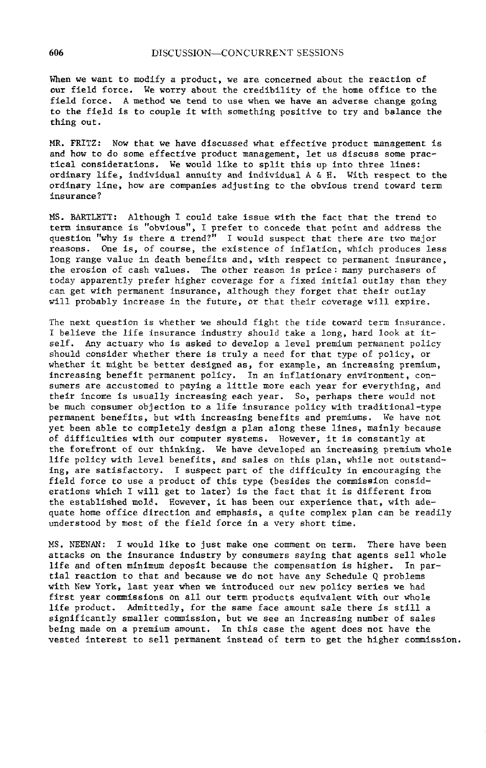When we want to modify a product, we are concerned about the reaction of our field force. We worry about the credibility of the home office to the field force. A method we tend to use when we have an adverse change going to the field is to couple it with something positive to try and balance the thing out.

MR. FRITZ: Now that we have discussed what effective product management is and how to do some effective product management, let us discuss some practical considerations. We would like to split this up into three lines: ordinary life, individual annuity and individual A & H. With respect to the ordinary line, how are companies adjusting to the obvious trend toward term insurance?

MS. BARTLETT: Although I could take issue with the fact that the trend to term insurance is "obvious", I prefer to concede that point and address the question "why is there a trend?" I would suspect that there are two major reasons. One is, of course, the existence of inflation, which produces less long range value in death benefits and, with respect to permanent insurance, the erosion of cash values. The other reason is price: many purchasers of today apparently prefer higher coverage for a fixed initial outlay than they can get with permanent insurance, although they forget that their outlay will probably increase in the future, or that their coverage will expire.

The next question is whether we should fight the tide toward term insurance. I believe the life insurance industry should take a long, hard look at itself. Any actuary who is asked to develop a level premium permanent policy should consider whether there is truly a need for that type of policy, or whether it might be better designed as, for example, an increasing premium, increasing benefit permanent policy. In an inflationary environment, consumers are accustomed to paying a little more each year for everything, and their income is usually increasing each year. So, perhaps there would not be much consumer objection to a life insurance policy with traditional-type permanent benefits, but with increasing benefits and premiums. We have not yet been able to completely design a plan along these lines, mainly because of difficulties with our computer systems. However, it is constantly at the forefront of our thinking. We have developed an increasing premium whole life policy with level benefits, and sales on this plan, while not outstanding, are satisfactory. I suspect part of the difficulty in encouraging the field force to use a product of this type (besides the commission considerations which I will get to later) is the fact that it is different from the established mold. However, it has been our experience that, with adequate home office direction and emphasis, a quite complex plan can be readily understood by most of the field force in a very short time.

MS. NEENAN: I would like to just make one comment on term. There have been attacks on the insurance industry by consumers saying that agents sell whole life and often minimum deposit because the compensation is higher. In partial reaction to that and because we do not have any Schedule Q problems with New York, last year when we introduced our new policy series we had first year commissions on all our term products equivalent with our whole life product. Admittedly, for the same face amount sale there is still a significantly smaller commission, but we see an increasing number of sales being made on a premium amount. In this case the agent does not have the vested interest to sell permanent instead of term to get the higher commission.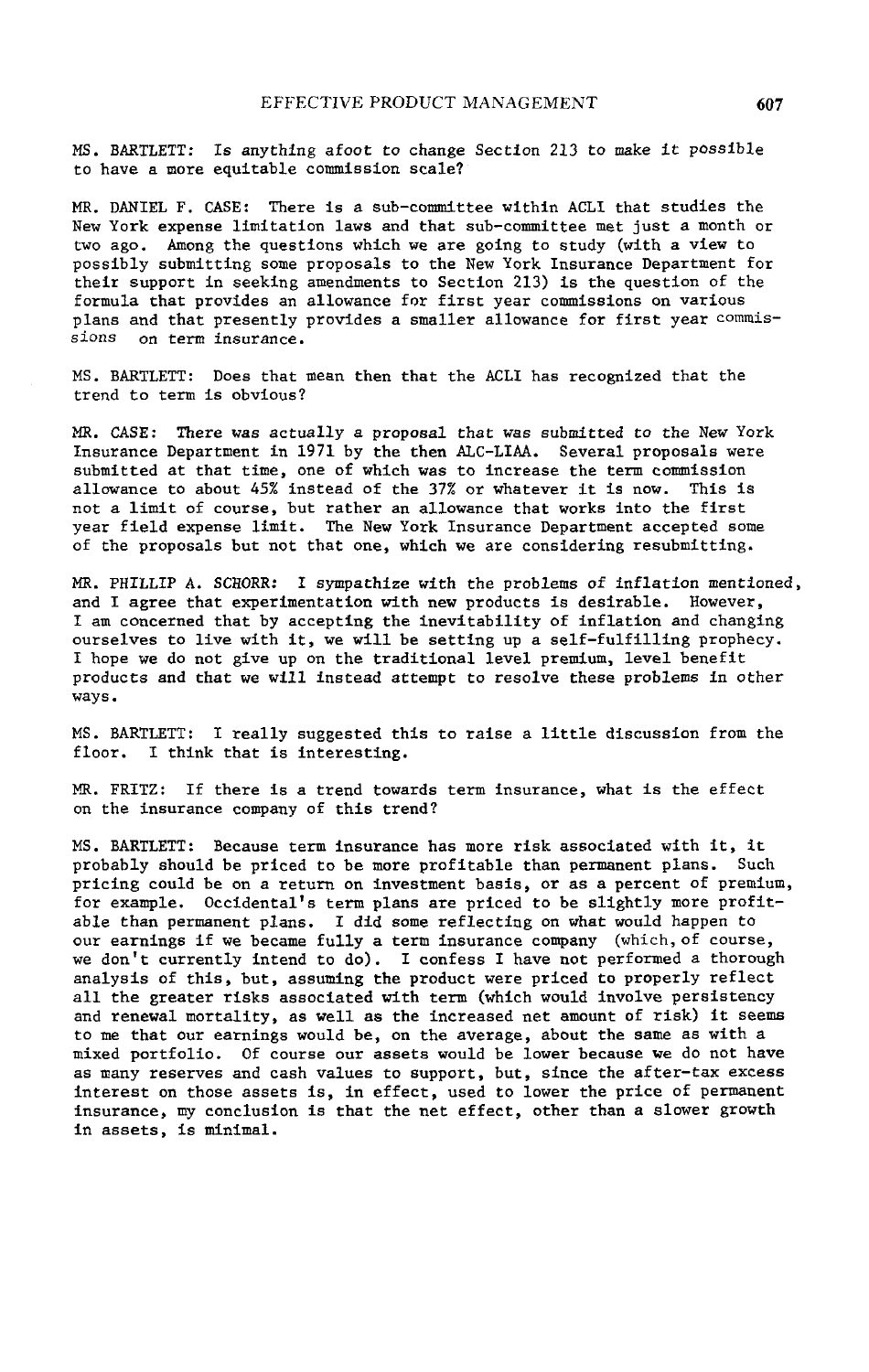MS. BARTLETT: Is anything afoot to change Section 213 to make it possible to have a more equitable commission scale?

MR. DANIEL F. CASE: There is a sub-committee within ACLI that studies the New York expense limitation laws and that sub-committee met just a month or two ago. Among the questions which we are going to study (with a view to possibly submitting some proposals to the New York Insurance Department for their support in seeking amendments to Section 213) is the question of the formula that provides an allowance for first year commissions on various plans and that presently provides a smaller allowance for first year commissions on term insurance.

MS. BARTLETT: Does that mean then that the ACLI has recognized that the trend to term is obvious?

MR. CASE: There was actually a proposal that was submitted to the New York Insurance Department in 1971 by the then ALC-LIAA. Several proposals were submitted at that time, one of which was to increase the term commission allowance to about 45% instead of the 37% or whatever it is now. This is not a limit of course, but rather an allowance that works into the first year field expense limit. The New York Insurance Department accepted some of the proposals but not that one, which we are considering resubmitting.

MR. PHILLIP A. SCHORR: I sympathize with the problems of inflation mentioned, and I agree that experimentation with new products is desirable. However, I am concerned that by accepting the inevitability of inflation and changing ourselves to live with it, we will be setting up a self-fulfilling prophecy. I hope we do not give up on the traditional level premium, level benefit products and that we will instead attempt to resolve these problems in other ways.

MS. BARTLETT: I really suggested this to raise a little discussion from the floor. I think that is interesting.

MR. FRITZ: If there is a trend towards term insurance, what is the effect on the insurance company of this trend?

MS. BARTLETT: Because term insurance has more risk associated with it, it probably should be priced to be more profitable than permanent plans. Such pricing could be on a return on investment basis, or as a percent of premium, for example. Occidental's term plans are priced to be slightly more profitable than permanent plans. I did some reflecting on what would happen to our earnings if we became fully a term insurance company (which, of course, we don't currently intend to do). I confess I have not performed a thorough analysis of this, but, assuming the product were priced to properly reflect all the greater risks associated with term (which would involve persistency and renewal mortality, as well as the increased net amount of risk) it seems to me that our earnings would be, on the average, about the same as with a mixed portfolio. Of course our assets would be lower because we do not have as many reserves and cash values to support, but, since the after-tax excess interest on those assets is, in effect, used to lower the price of permanent insurance, my conclusion is that the net effect, other than a slower growth in assets, is minimal.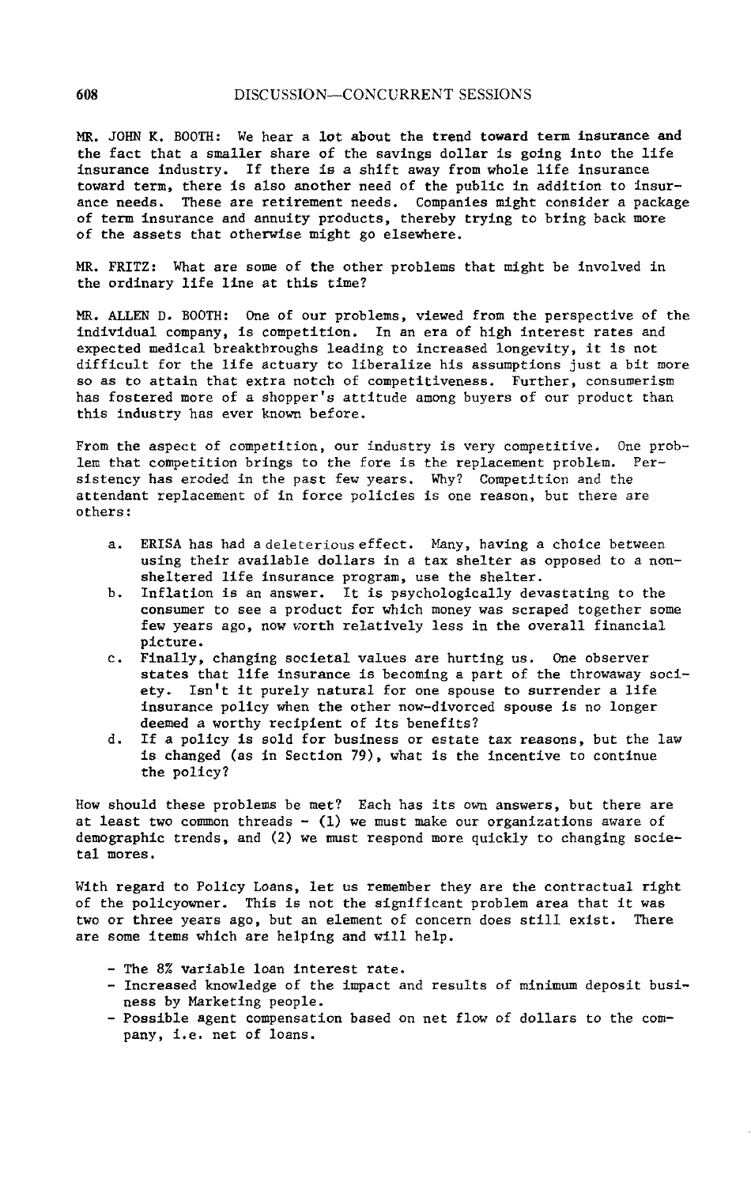MR. JOHN K. BOOTH: We hear a lot about the trend toward term insurance and the fact that a smaller share of the savings dollar is going into the life insurance industry. If there is a shift away from whole life insurance toward term, there is also another need of the public in addition to insurance needs. These are retirement needs. Companies might consider a package of term insurance and annuity products, thereby trying to bring back more of the assets that otherwise might go elsewhere.

MR. FRITZ: What are some of the other problems that might be involved in the ordinary life line at this time?

MR. ALLEN D. BOOTH: One of our problems, viewed from the perspective of the individual company, is competition. In an era of high interest rates and expected medical breakthroughs leading to increased longevity, it is not difficult for the life actuary to liberalize his assumptions just a bit more so as to attain that extra notch of competitiveness. Further, consumerism has fostered more of a shopper's attitude among buyers of our product than this industry has ever known before.

From the aspect of competition, our industry is very competitive. One problem that competition brings to the fore is the replacement problem. Persistency has eroded in the past few years. Why? Competition and the attendant replacement of in force policies is one reason, but there are others:

a. ERISA has had a deleterious effect. Many, having a choice between using their available dollars in a tax shelter as opposed to a non-sheltered life insurance program, use the shelter.
b. Inflation is an answer. It is psychologically devastating to the consumer to see a product for which money was scraped together some few years ago, now worth relatively less in the overall financial picture.
c. Finally, changing societal values are hurting us. One observer states that life insurance is becoming a part of the throwaway society. Isn't it purely natural for one spouse to surrender a life insurance policy when the other now-divorced spouse is no longer deemed a worthy recipient of its benefits?
d. If a policy is sold for business or estate tax reasons, but the law is changed (as in Section 79), what is the incentive to continue the policy?

How should these problems be met? Each has its own answers, but there are at least two common threads - (1) we must make our organizations aware of demographic trends, and (2) we must respond more quickly to changing societal mores.

With regard to Policy Loans, let us remember they are the contractual right of the policyowner. This is not the significant problem area that it was two or three years ago, but an element of concern does still exist. There are some items which are helping and will help.

- The 8% variable loan interest rate.
- Increased knowledge of the impact and results of minimum deposit business by Marketing people.
- Possible agent compensation based on net flow of dollars to the company, i.e. net of loans.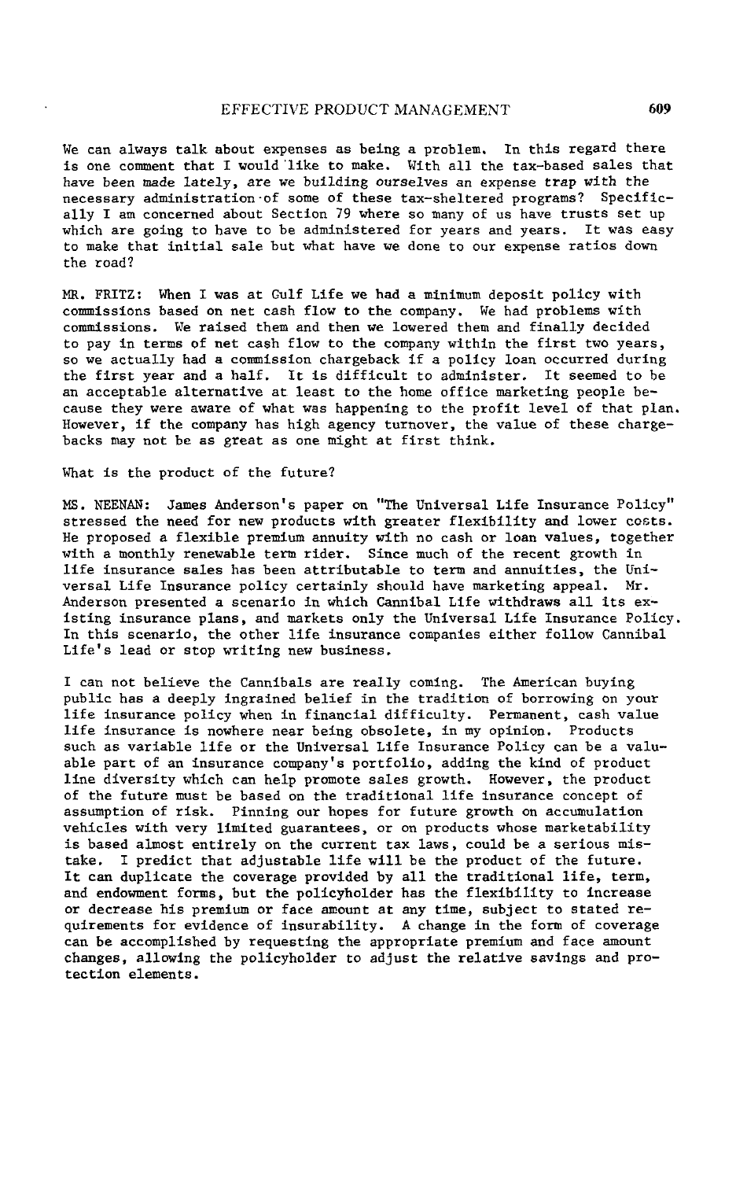We can always talk about expenses as being a problem. In this regard there is one comment that I would like to make. With all the tax-based sales that have been made lately, are we building ourselves an expense trap with the necessary administration of some of these tax-sheltered programs? Specifically I am concerned about Section 79 where so many of us have trusts set up which are going to have to be administered for years and years. It was easy to make that initial sale but what have we done to our expense ratios down the road?

MR. FRITZ: When I was at Gulf Life we had a minimum deposit policy with commissions based on net cash flow to the company. We had problems with commissions. We raised them and then we lowered them and finally decided to pay in terms of net cash flow to the company within the first two years, so we actually had a commission chargeback if a policy loan occurred during the first year and a half. It is difficult to administer. It seemed to be an acceptable alternative at least to the home office marketing people because they were aware of what was happening to the profit level of that plan. However, if the company has high agency turnover, the value of these chargebacks may not be as great as one might at first think.

What is the product of the future?

MS. NEENAN: James Anderson's paper on "The Universal Life Insurance Policy" stressed the need for new products with greater flexibility and lower costs. He proposed a flexible premium annuity with no cash or loan values, together with a monthly renewable term rider. Since much of the recent growth in life insurance sales has been attributable to term and annuities, the Universal Life Insurance policy certainly should have marketing appeal. Mr. Anderson presented a scenario in which Cannibal Life withdraws all its existing insurance plans, and markets only the Universal Life Insurance Policy. In this scenario, the other life insurance companies either follow Cannibal Life's lead or stop writing new business.

I can not believe the Cannibals are really coming. The American buying public has a deeply ingrained belief in the tradition of borrowing on your life insurance policy when in financial difficulty. Permanent, cash value life insurance is nowhere near being obsolete, in my opinion. Products such as variable life or the Universal Life Insurance Policy can be a valuable part of an insurance company's portfolio, adding the kind of product line diversity which can help promote sales growth. However, the product of the future must be based on the traditional life insurance concept of assumption of risk. Pinning our hopes for future growth on accumulation vehicles with very limited guarantees, or on products whose marketability is based almost entirely on the current tax laws, could be a serious mistake. I predict that adjustable life will be the product of the future. It can duplicate the coverage provided by all the traditional life, term, and endowment forms, but the policyholder has the flexibility to increase or decrease his premium or face amount at any time, subject to stated requirements for evidence of insurability. A change in the form of coverage can be accomplished by requesting the appropriate premium and face amount changes, allowing the policyholder to adjust the relative savings and protection elements.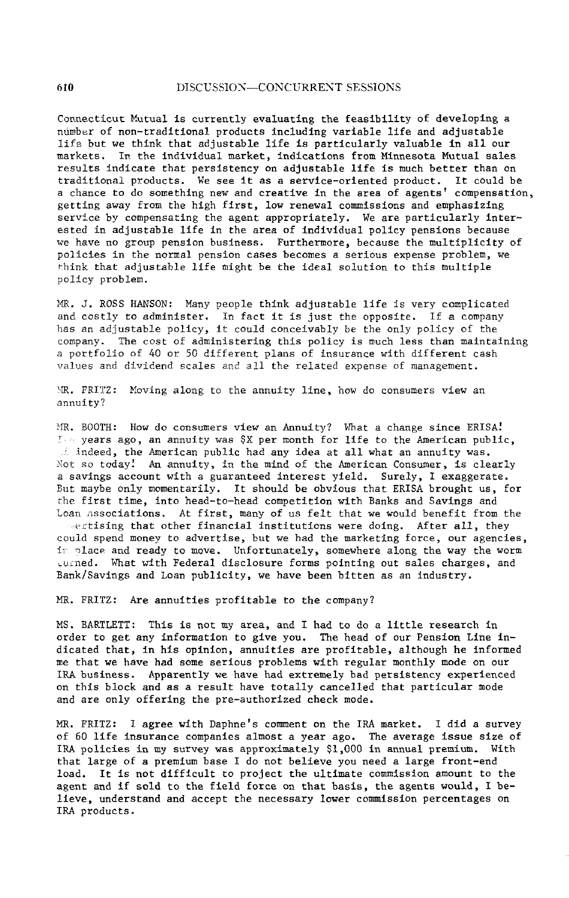Connecticut Mutual is currently evaluating the feasibility of developing a number of non-traditional products including variable life and adjustable life but we think that adjustable life is particularly valuable in all our markets. In the individual market, indications from Minnesota Mutual sales results indicate that persistency on adjustable life is much better than on traditional products. We see it as a service-oriented product. It could be a chance to do something new and creative in the area of agents' compensation, getting away from the high first, low renewal commissions and emphasizing service by compensating the agent appropriately. We are particularly interested in adjustable life in the area of individual policy pensions because we have no group pension business. Furthermore, because the multiplicity of policies in the normal pension cases becomes a serious expense problem, we think that adjustable life might be the ideal solution to this multiple policy problem.

MR. J. ROSS HANSON: Many people think adjustable life is very complicated and costly to administer. In fact it is just the opposite. If a company has an adjustable policy, it could conceivably be the only policy of the company. The cost of administering this policy is much less than maintaining a portfolio of 40 or 50 different plans of insurance with different cash values and dividend scales and all the related expense of management.

MR. FRITZ: Moving along to the annuity line, how do consumers view an annuity?

MR. BOOTH: How do consumers view an Annuity? What a change since ERISA! Ten years ago, an annuity was $X per month for life to the American public, if indeed, the American public had any idea at all what an annuity was. Not so today! An annuity, in the mind of the American Consumer, is clearly a savings account with a guaranteed interest yield. Surely, I exaggerate. But maybe only momentarily. It should be obvious that ERISA brought us, for the first time, into head-to-head competition with Banks and Savings and Loan Associations. At first, many of us felt that we would benefit from the advertising that other financial institutions were doing. After all, they could spend money to advertise, but we had the marketing force, our agencies, in place and ready to move. Unfortunately, somewhere along the way the worm turned. What with Federal disclosure forms pointing out sales charges, and Bank/Savings and Loan publicity, we have been bitten as an industry.

MR. FRITZ: Are annuities profitable to the company?

MS. BARTLETT: This is not my area, and I had to do a little research in order to get any information to give you. The head of our Pension Line indicated that, in his opinion, annuities are profitable, although he informed me that we have had some serious problems with regular monthly mode on our IRA business. Apparently we have had extremely bad persistency experienced on this block and as a result have totally cancelled that particular mode and are only offering the pre-authorized check mode.

MR. FRITZ: I agree with Daphne's comment on the IRA market. I did a survey of 60 life insurance companies almost a year ago. The average issue size of IRA policies in my survey was approximately $1,000 in annual premium. With that large of a premium base I do not believe you need a large front-end load. It is not difficult to project the ultimate commission amount to the agent and if sold to the field force on that basis, the agents would, I believe, understand and accept the necessary lower commission percentages on IRA products.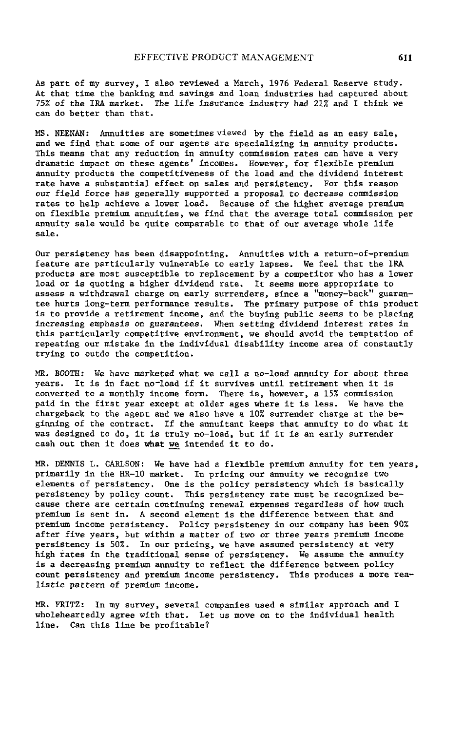As part of my survey, I also reviewed a March, 1976 Federal Reserve study. At that time the banking and savings and loan industries had captured about 75% of the IRA market. The life insurance industry had 21% and I think we can do better than that.

MS. NEENAN: Annuities are sometimes viewed by the field as an easy sale, and we find that some of our agents are specializing in annuity products. This means that any reduction in annuity commission rates can have a very dramatic impact on these agents' incomes. However, for flexible premium annuity products the competitiveness of the load and the dividend interest rate have a substantial effect on sales and persistency. For this reason our field force has generally supported a proposal to decrease commission rates to help achieve a lower load. Because of the higher average premium on flexible premium annuities, we find that the average total commission per annuity sale would be quite comparable to that of our average whole life sale.

Our persistency has been disappointing. Annuities with a return-of-premium feature are particularly vulnerable to early lapses. We feel that the IRA products are most susceptible to replacement by a competitor who has a lower load or is quoting a higher dividend rate. It seems more appropriate to assess a withdrawal charge on early surrenders, since a "money-back" guarantee hurts long-term performance results. The primary purpose of this product is to provide a retirement income, and the buying public seems to be placing increasing emphasis on guarantees. When setting dividend interest rates in this particularly competitive environment, we should avoid the temptation of repeating our mistake in the individual disability income area of constantly trying to outdo the competition.

MR. BOOTH: We have marketed what we call a no-load annuity for about three years. It is in fact no-load if it survives until retirement when it is converted to a monthly income form. There is, however, a 15% commission paid in the first year except at older ages where it is less. We have the chargeback to the agent and we also have a 10% surrender charge at the beginning of the contract. If the annuitant keeps that annuity to do what it was designed to do, it is truly no-load, but if it is an early surrender cash out then it does what _we_ intended it to do.

MR. DENNIS L. CARLSON: We have had a flexible premium annuity for ten years, primarily in the HR-10 market. In pricing our annuity we recognize two elements of persistency. One is the policy persistency which is basically persistency by policy count. This persistency rate must be recognized because there are certain continuing renewal expenses regardless of how much premium is sent in. A second element is the difference between that and premium income persistency. Policy persistency in our company has been 90% after five years, but within a matter of two or three years premium income persistency is 50%. In our pricing, we have assumed persistency at very high rates in the traditional sense of persistency. We assume the annuity is a decreasing premium annuity to reflect the difference between policy count persistency and premium income persistency. This produces a more realistic pattern of premium income.

MR. FRITZ: In my survey, several companies used a similar approach and I wholeheartedly agree with that. Let us move on to the individual health line. Can this line be profitable?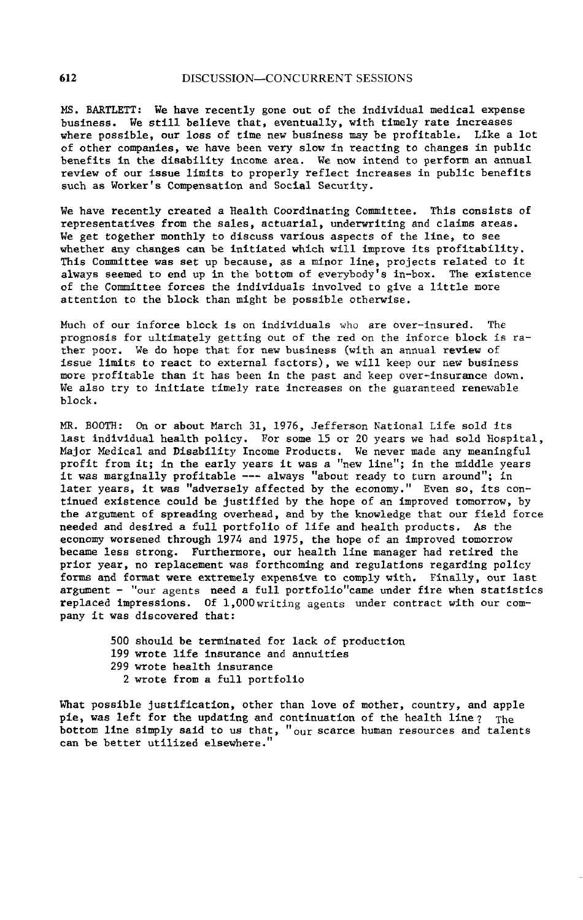MS. BARTLETT: We have recently gone out of the individual medical expense business. We still believe that, eventually, with timely rate increases where possible, our loss of time new business may be profitable. Like a lot of other companies, we have been very slow in reacting to changes in public benefits in the disability income area. We now intend to perform an annual review of our issue limits to properly reflect increases in public benefits such as Worker's Compensation and Social Security.

We have recently created a Health Coordinating Committee. This consists of representatives from the sales, actuarial, underwriting and claims areas. We get together monthly to discuss various aspects of the line, to see whether any changes can be initiated which will improve its profitability. This Committee was set up because, as a minor line, projects related to it always seemed to end up in the bottom of everybody's in-box. The existence of the Committee forces the individuals involved to give a little more attention to the block than might be possible otherwise.

Much of our inforce block is on individuals who are over-insured. The prognosis for ultimately getting out of the red on the inforce block is rather poor. We do hope that for new business (with an annual review of issue limits to react to external factors), we will keep our new business more profitable than it has been in the past and keep over-insurance down. We also try to initiate timely rate increases on the guaranteed renewable block.

MR. BOOTH: On or about March 31, 1976, Jefferson National Life sold its last individual health policy. For some 15 or 20 years we had sold Hospital, Major Medical and Disability Income Products. We never made any meaningful profit from it; in the early years it was a "new line"; in the middle years it was marginally profitable --- always "about ready to turn around"; in later years, it was "adversely affected by the economy." Even so, its continued existence could be justified by the hope of an improved tomorrow, by the argument of spreading overhead, and by the knowledge that our field force needed and desired a full portfolio of life and health products. As the economy worsened through 1974 and 1975, the hope of an improved tomorrow became less strong. Furthermore, our health line manager had retired the prior year, no replacement was forthcoming and regulations regarding policy forms and format were extremely expensive to comply with. Finally, our last argument - "our agents need a full portfolio" came under fire when statistics replaced impressions. Of 1,000 writing agents under contract with our company it was discovered that:

- 500 should be terminated for lack of production
- 199 wrote life insurance and annuities
- 299 wrote health insurance
- 2 wrote from a full portfolio

What possible justification, other than love of mother, country, and apple pie, was left for the updating and continuation of the health line? The bottom line simply said to us that, "our scarce human resources and talents can be better utilized elsewhere."